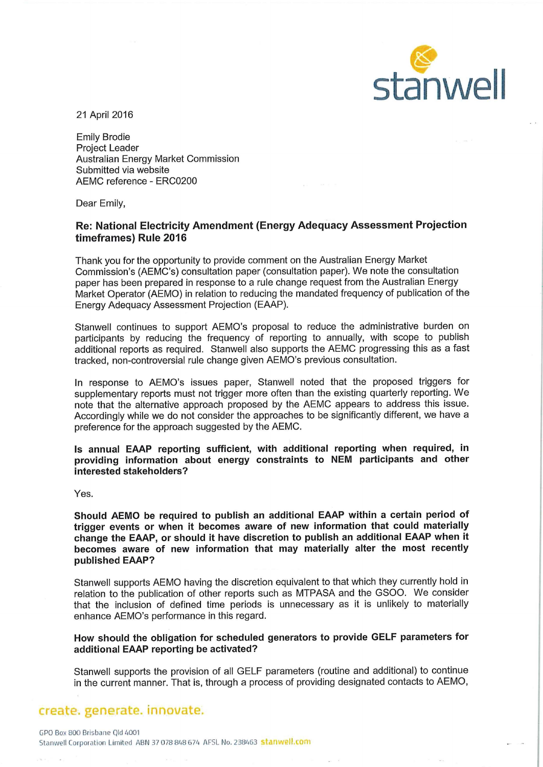stanwell

21 April 2016

Emily Brodie
Project Leader
Australian Energy Market Commission
Submitted via website
AEMC reference - ERC0200

Dear Emily,

**Re: National Electricity Amendment (Energy Adequacy Assessment Projection timeframes) Rule 2016**

Thank you for the opportunity to provide comment on the Australian Energy Market Commission's (AEMC's) consultation paper (consultation paper). We note the consultation paper has been prepared in response to a rule change request from the Australian Energy Market Operator (AEMO) in relation to reducing the mandated frequency of publication of the Energy Adequacy Assessment Projection (EAAP).

Stanwell continues to support AEMO's proposal to reduce the administrative burden on participants by reducing the frequency of reporting to annually, with scope to publish additional reports as required. Stanwell also supports the AEMC progressing this as a fast tracked, non-controversial rule change given AEMO's previous consultation.

In response to AEMO's issues paper, Stanwell noted that the proposed triggers for supplementary reports must not trigger more often than the existing quarterly reporting. We note that the alternative approach proposed by the AEMC appears to address this issue. Accordingly while we do not consider the approaches to be significantly different, we have a preference for the approach suggested by the AEMC.

**Is annual EAAP reporting sufficient, with additional reporting when required, in providing information about energy constraints to NEM participants and other interested stakeholders?**

Yes.

**Should AEMO be required to publish an additional EAAP within a certain period of trigger events or when it becomes aware of new information that could materially change the EAAP, or should it have discretion to publish an additional EAAP when it becomes aware of new information that may materially alter the most recently published EAAP?**

Stanwell supports AEMO having the discretion equivalent to that which they currently hold in relation to the publication of other reports such as MTPASA and the GSOO. We consider that the inclusion of defined time periods is unnecessary as it is unlikely to materially enhance AEMO's performance in this regard.

**How should the obligation for scheduled generators to provide GELF parameters for additional EAAP reporting be activated?**

Stanwell supports the provision of all GELF parameters (routine and additional) to continue in the current manner. That is, through a process of providing designated contacts to AEMO,

create. generate. innovate.

GPO Box 800 Brisbane Qld 4001
Stanwell Corporation Limited ABN 37 078 848 674 AFSL No. 238463 stanwell.com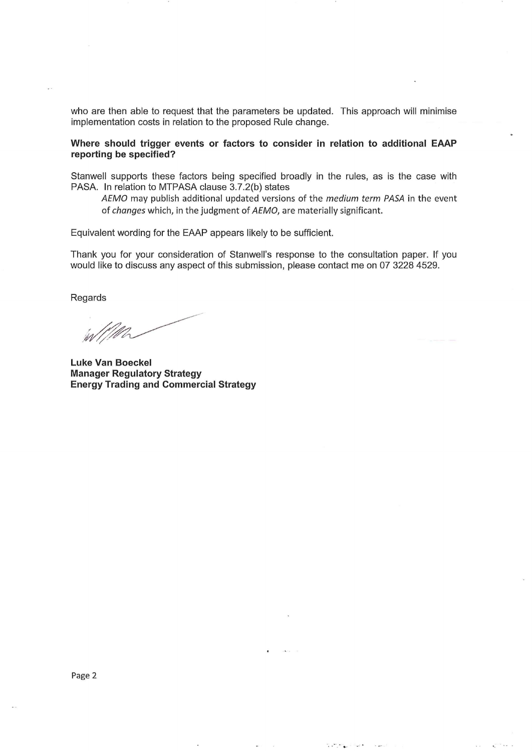who are then able to request that the parameters be updated. This approach will minimise implementation costs in relation to the proposed Rule change.

**Where should trigger events or factors to consider in relation to additional EAAP reporting be specified?**

Stanwell supports these factors being specified broadly in the rules, as is the case with PASA. In relation to MTPASA clause 3.7.2(b) states

> *AEMO* may publish additional updated versions of the *medium term PASA* in the event of *changes* which, in the judgment of *AEMO*, are materially significant.

Equivalent wording for the EAAP appears likely to be sufficient.

Thank you for your consideration of Stanwell's response to the consultation paper. If you would like to discuss any aspect of this submission, please contact me on 07 3228 4529.

Regards

**Luke Van Boeckel**
**Manager Regulatory Strategy**
**Energy Trading and Commercial Strategy**